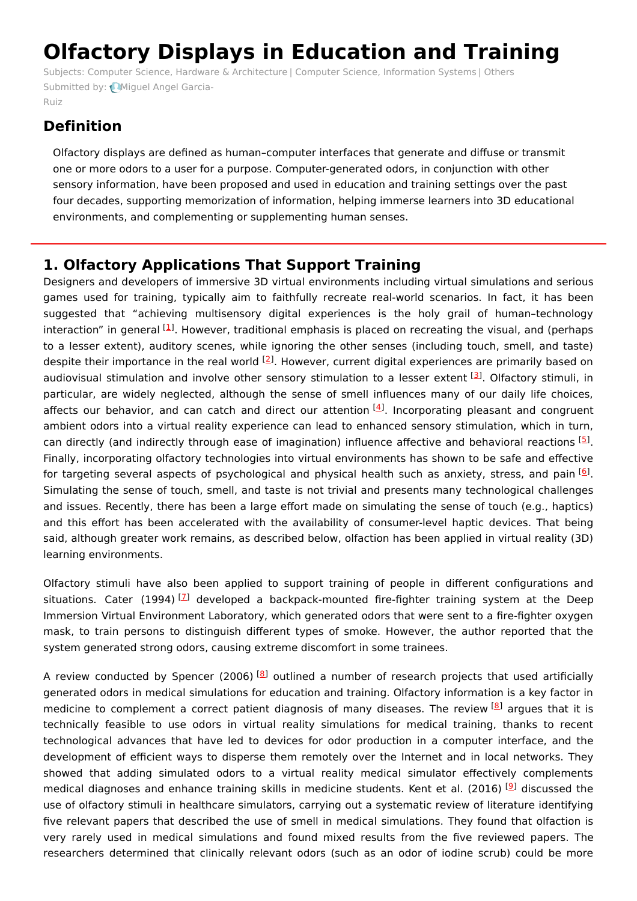# Olfactory Displays in Education and Training

Subjects: Computer Science, Hardware & Architecture | Computer Science, Information Systems | Others

Submitted by: Miguel Angel Garcia-Ruiz

## Definition

Olfactory displays are defined as human–computer interfaces that generate and diffuse or transmit one or more odors to a user for a purpose. Computer-generated odors, in conjunction with other sensory information, have been proposed and used in education and training settings over the past four decades, supporting memorization of information, helping immerse learners into 3D educational environments, and complementing or supplementing human senses.

## 1. Olfactory Applications That Support Training

Designers and developers of immersive 3D virtual environments including virtual simulations and serious games used for training, typically aim to faithfully recreate real-world scenarios. In fact, it has been suggested that "achieving multisensory digital experiences is the holy grail of human–technology interaction" in general [1]. However, traditional emphasis is placed on recreating the visual, and (perhaps to a lesser extent), auditory scenes, while ignoring the other senses (including touch, smell, and taste) despite their importance in the real world [2]. However, current digital experiences are primarily based on audiovisual stimulation and involve other sensory stimulation to a lesser extent [3]. Olfactory stimuli, in particular, are widely neglected, although the sense of smell influences many of our daily life choices, affects our behavior, and can catch and direct our attention [4]. Incorporating pleasant and congruent ambient odors into a virtual reality experience can lead to enhanced sensory stimulation, which in turn, can directly (and indirectly through ease of imagination) influence affective and behavioral reactions [5]. Finally, incorporating olfactory technologies into virtual environments has shown to be safe and effective for targeting several aspects of psychological and physical health such as anxiety, stress, and pain [6]. Simulating the sense of touch, smell, and taste is not trivial and presents many technological challenges and issues. Recently, there has been a large effort made on simulating the sense of touch (e.g., haptics) and this effort has been accelerated with the availability of consumer-level haptic devices. That being said, although greater work remains, as described below, olfaction has been applied in virtual reality (3D) learning environments.

Olfactory stimuli have also been applied to support training of people in different configurations and situations. Cater (1994) [7] developed a backpack-mounted fire-fighter training system at the Deep Immersion Virtual Environment Laboratory, which generated odors that were sent to a fire-fighter oxygen mask, to train persons to distinguish different types of smoke. However, the author reported that the system generated strong odors, causing extreme discomfort in some trainees.

A review conducted by Spencer (2006) [8] outlined a number of research projects that used artificially generated odors in medical simulations for education and training. Olfactory information is a key factor in medicine to complement a correct patient diagnosis of many diseases. The review [8] argues that it is technically feasible to use odors in virtual reality simulations for medical training, thanks to recent technological advances that have led to devices for odor production in a computer interface, and the development of efficient ways to disperse them remotely over the Internet and in local networks. They showed that adding simulated odors to a virtual reality medical simulator effectively complements medical diagnoses and enhance training skills in medicine students. Kent et al. (2016) [9] discussed the use of olfactory stimuli in healthcare simulators, carrying out a systematic review of literature identifying five relevant papers that described the use of smell in medical simulations. They found that olfaction is very rarely used in medical simulations and found mixed results from the five reviewed papers. The researchers determined that clinically relevant odors (such as an odor of iodine scrub) could be more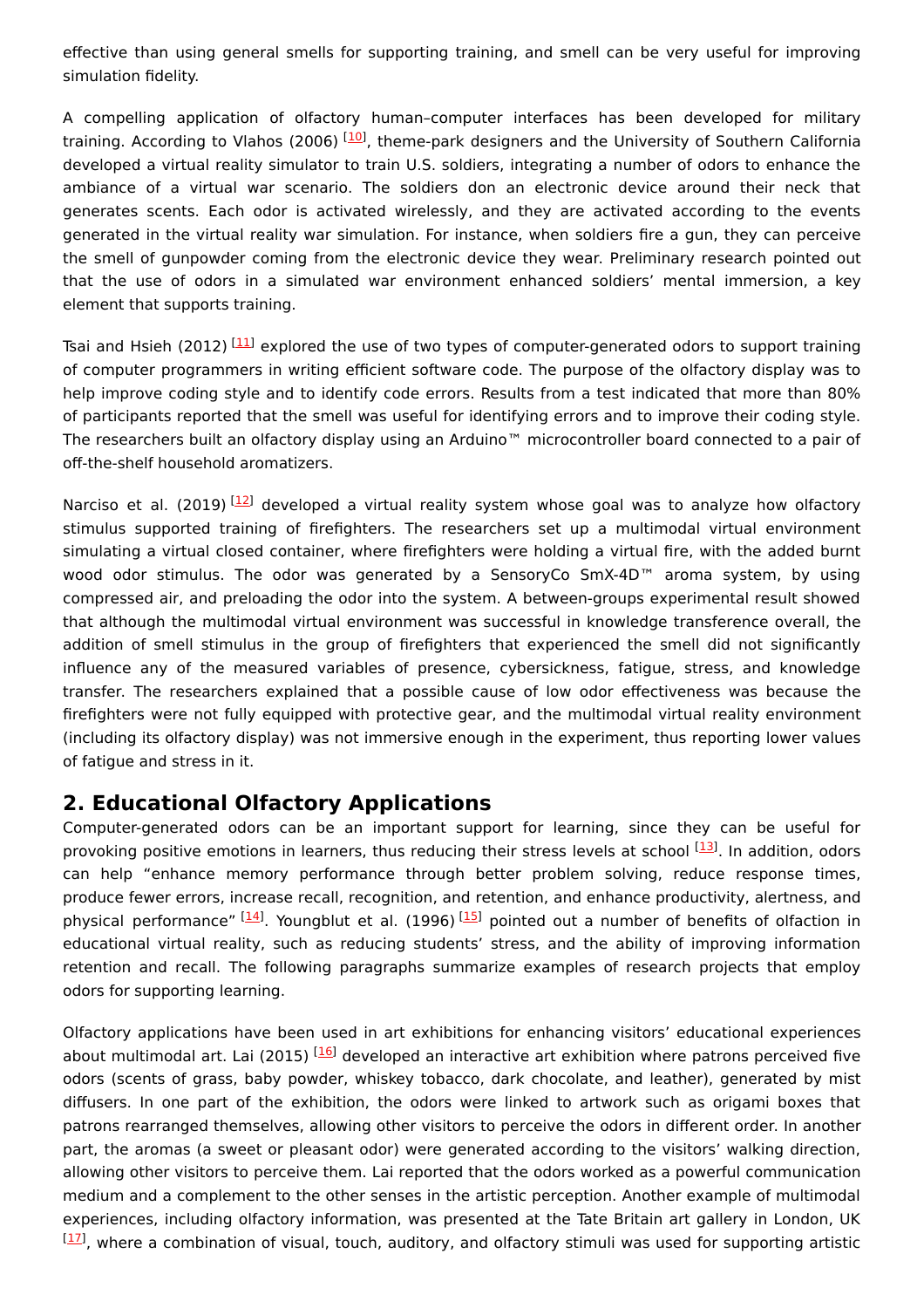effective than using general smells for supporting training, and smell can be very useful for improving simulation fidelity.

A compelling application of olfactory human–computer interfaces has been developed for military training. According to Vlahos (2006) [10], theme-park designers and the University of Southern California developed a virtual reality simulator to train U.S. soldiers, integrating a number of odors to enhance the ambiance of a virtual war scenario. The soldiers don an electronic device around their neck that generates scents. Each odor is activated wirelessly, and they are activated according to the events generated in the virtual reality war simulation. For instance, when soldiers fire a gun, they can perceive the smell of gunpowder coming from the electronic device they wear. Preliminary research pointed out that the use of odors in a simulated war environment enhanced soldiers' mental immersion, a key element that supports training.

Tsai and Hsieh (2012) [11] explored the use of two types of computer-generated odors to support training of computer programmers in writing efficient software code. The purpose of the olfactory display was to help improve coding style and to identify code errors. Results from a test indicated that more than 80% of participants reported that the smell was useful for identifying errors and to improve their coding style. The researchers built an olfactory display using an Arduino™ microcontroller board connected to a pair of off-the-shelf household aromatizers.

Narciso et al. (2019) [12] developed a virtual reality system whose goal was to analyze how olfactory stimulus supported training of firefighters. The researchers set up a multimodal virtual environment simulating a virtual closed container, where firefighters were holding a virtual fire, with the added burnt wood odor stimulus. The odor was generated by a SensoryCo SmX-4D™ aroma system, by using compressed air, and preloading the odor into the system. A between-groups experimental result showed that although the multimodal virtual environment was successful in knowledge transference overall, the addition of smell stimulus in the group of firefighters that experienced the smell did not significantly influence any of the measured variables of presence, cybersickness, fatigue, stress, and knowledge transfer. The researchers explained that a possible cause of low odor effectiveness was because the firefighters were not fully equipped with protective gear, and the multimodal virtual reality environment (including its olfactory display) was not immersive enough in the experiment, thus reporting lower values of fatigue and stress in it.

## 2. Educational Olfactory Applications

Computer-generated odors can be an important support for learning, since they can be useful for provoking positive emotions in learners, thus reducing their stress levels at school [13]. In addition, odors can help "enhance memory performance through better problem solving, reduce response times, produce fewer errors, increase recall, recognition, and retention, and enhance productivity, alertness, and physical performance" [14]. Youngblut et al. (1996) [15] pointed out a number of benefits of olfaction in educational virtual reality, such as reducing students' stress, and the ability of improving information retention and recall. The following paragraphs summarize examples of research projects that employ odors for supporting learning.

Olfactory applications have been used in art exhibitions for enhancing visitors' educational experiences about multimodal art. Lai (2015) [16] developed an interactive art exhibition where patrons perceived five odors (scents of grass, baby powder, whiskey tobacco, dark chocolate, and leather), generated by mist diffusers. In one part of the exhibition, the odors were linked to artwork such as origami boxes that patrons rearranged themselves, allowing other visitors to perceive the odors in different order. In another part, the aromas (a sweet or pleasant odor) were generated according to the visitors' walking direction, allowing other visitors to perceive them. Lai reported that the odors worked as a powerful communication medium and a complement to the other senses in the artistic perception. Another example of multimodal experiences, including olfactory information, was presented at the Tate Britain art gallery in London, UK [17], where a combination of visual, touch, auditory, and olfactory stimuli was used for supporting artistic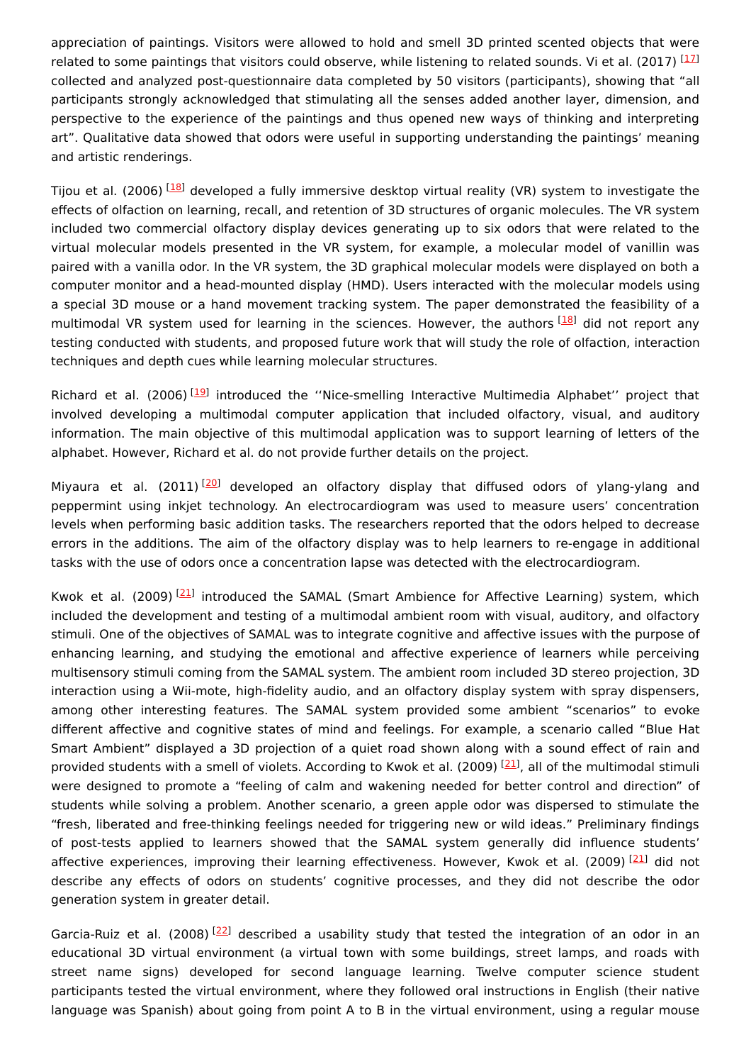appreciation of paintings. Visitors were allowed to hold and smell 3D printed scented objects that were related to some paintings that visitors could observe, while listening to related sounds. Vi et al. (2017) [17] collected and analyzed post-questionnaire data completed by 50 visitors (participants), showing that “all participants strongly acknowledged that stimulating all the senses added another layer, dimension, and perspective to the experience of the paintings and thus opened new ways of thinking and interpreting art”. Qualitative data showed that odors were useful in supporting understanding the paintings’ meaning and artistic renderings.

Tijou et al. (2006) [18] developed a fully immersive desktop virtual reality (VR) system to investigate the effects of olfaction on learning, recall, and retention of 3D structures of organic molecules. The VR system included two commercial olfactory display devices generating up to six odors that were related to the virtual molecular models presented in the VR system, for example, a molecular model of vanillin was paired with a vanilla odor. In the VR system, the 3D graphical molecular models were displayed on both a computer monitor and a head-mounted display (HMD). Users interacted with the molecular models using a special 3D mouse or a hand movement tracking system. The paper demonstrated the feasibility of a multimodal VR system used for learning in the sciences. However, the authors [18] did not report any testing conducted with students, and proposed future work that will study the role of olfaction, interaction techniques and depth cues while learning molecular structures.

Richard et al. (2006) [19] introduced the ‘‘Nice-smelling Interactive Multimedia Alphabet’’ project that involved developing a multimodal computer application that included olfactory, visual, and auditory information. The main objective of this multimodal application was to support learning of letters of the alphabet. However, Richard et al. do not provide further details on the project.

Miyaura et al. (2011) [20] developed an olfactory display that diffused odors of ylang-ylang and peppermint using inkjet technology. An electrocardiogram was used to measure users’ concentration levels when performing basic addition tasks. The researchers reported that the odors helped to decrease errors in the additions. The aim of the olfactory display was to help learners to re-engage in additional tasks with the use of odors once a concentration lapse was detected with the electrocardiogram.

Kwok et al. (2009) [21] introduced the SAMAL (Smart Ambience for Affective Learning) system, which included the development and testing of a multimodal ambient room with visual, auditory, and olfactory stimuli. One of the objectives of SAMAL was to integrate cognitive and affective issues with the purpose of enhancing learning, and studying the emotional and affective experience of learners while perceiving multisensory stimuli coming from the SAMAL system. The ambient room included 3D stereo projection, 3D interaction using a Wii-mote, high-fidelity audio, and an olfactory display system with spray dispensers, among other interesting features. The SAMAL system provided some ambient “scenarios” to evoke different affective and cognitive states of mind and feelings. For example, a scenario called “Blue Hat Smart Ambient” displayed a 3D projection of a quiet road shown along with a sound effect of rain and provided students with a smell of violets. According to Kwok et al. (2009) [21], all of the multimodal stimuli were designed to promote a “feeling of calm and wakening needed for better control and direction” of students while solving a problem. Another scenario, a green apple odor was dispersed to stimulate the “fresh, liberated and free-thinking feelings needed for triggering new or wild ideas.” Preliminary findings of post-tests applied to learners showed that the SAMAL system generally did influence students’ affective experiences, improving their learning effectiveness. However, Kwok et al. (2009) [21] did not describe any effects of odors on students’ cognitive processes, and they did not describe the odor generation system in greater detail.

Garcia-Ruiz et al. (2008) [22] described a usability study that tested the integration of an odor in an educational 3D virtual environment (a virtual town with some buildings, street lamps, and roads with street name signs) developed for second language learning. Twelve computer science student participants tested the virtual environment, where they followed oral instructions in English (their native language was Spanish) about going from point A to B in the virtual environment, using a regular mouse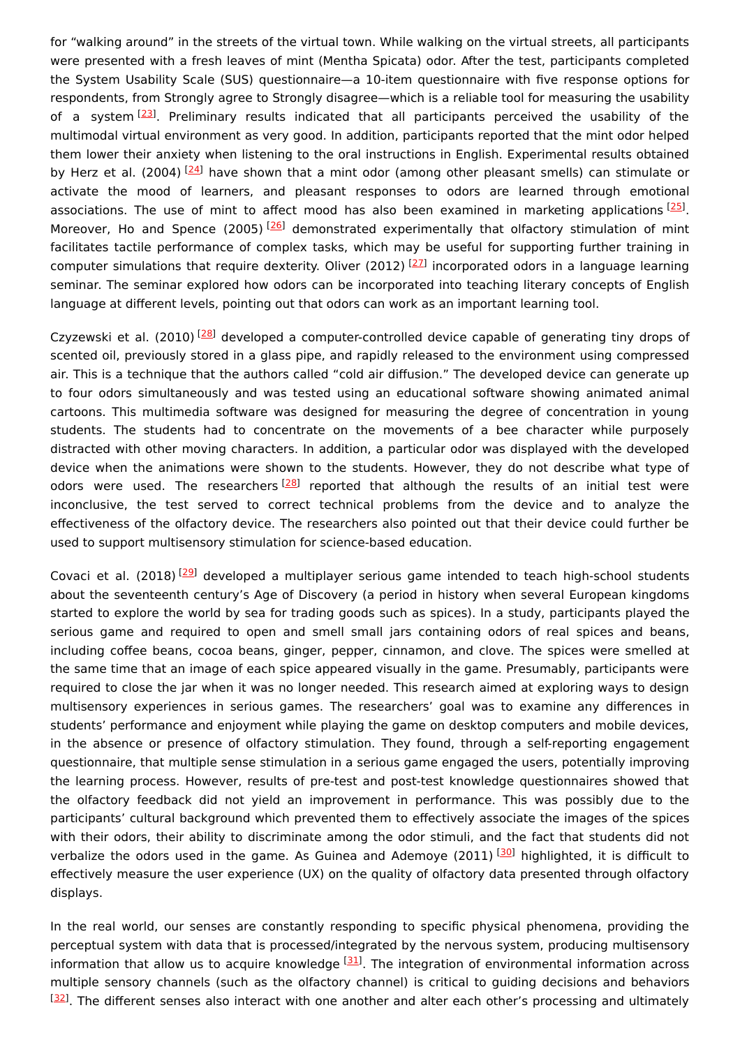for "walking around" in the streets of the virtual town. While walking on the virtual streets, all participants were presented with a fresh leaves of mint (Mentha Spicata) odor. After the test, participants completed the System Usability Scale (SUS) questionnaire—a 10-item questionnaire with five response options for respondents, from Strongly agree to Strongly disagree—which is a reliable tool for measuring the usability of a system [23]. Preliminary results indicated that all participants perceived the usability of the multimodal virtual environment as very good. In addition, participants reported that the mint odor helped them lower their anxiety when listening to the oral instructions in English. Experimental results obtained by Herz et al. (2004) [24] have shown that a mint odor (among other pleasant smells) can stimulate or activate the mood of learners, and pleasant responses to odors are learned through emotional associations. The use of mint to affect mood has also been examined in marketing applications [25]. Moreover, Ho and Spence (2005) [26] demonstrated experimentally that olfactory stimulation of mint facilitates tactile performance of complex tasks, which may be useful for supporting further training in computer simulations that require dexterity. Oliver (2012) [27] incorporated odors in a language learning seminar. The seminar explored how odors can be incorporated into teaching literary concepts of English language at different levels, pointing out that odors can work as an important learning tool.

Czyzewski et al. (2010) [28] developed a computer-controlled device capable of generating tiny drops of scented oil, previously stored in a glass pipe, and rapidly released to the environment using compressed air. This is a technique that the authors called "cold air diffusion." The developed device can generate up to four odors simultaneously and was tested using an educational software showing animated animal cartoons. This multimedia software was designed for measuring the degree of concentration in young students. The students had to concentrate on the movements of a bee character while purposely distracted with other moving characters. In addition, a particular odor was displayed with the developed device when the animations were shown to the students. However, they do not describe what type of odors were used. The researchers [28] reported that although the results of an initial test were inconclusive, the test served to correct technical problems from the device and to analyze the effectiveness of the olfactory device. The researchers also pointed out that their device could further be used to support multisensory stimulation for science-based education.

Covaci et al. (2018) [29] developed a multiplayer serious game intended to teach high-school students about the seventeenth century's Age of Discovery (a period in history when several European kingdoms started to explore the world by sea for trading goods such as spices). In a study, participants played the serious game and required to open and smell small jars containing odors of real spices and beans, including coffee beans, cocoa beans, ginger, pepper, cinnamon, and clove. The spices were smelled at the same time that an image of each spice appeared visually in the game. Presumably, participants were required to close the jar when it was no longer needed. This research aimed at exploring ways to design multisensory experiences in serious games. The researchers' goal was to examine any differences in students' performance and enjoyment while playing the game on desktop computers and mobile devices, in the absence or presence of olfactory stimulation. They found, through a self-reporting engagement questionnaire, that multiple sense stimulation in a serious game engaged the users, potentially improving the learning process. However, results of pre-test and post-test knowledge questionnaires showed that the olfactory feedback did not yield an improvement in performance. This was possibly due to the participants' cultural background which prevented them to effectively associate the images of the spices with their odors, their ability to discriminate among the odor stimuli, and the fact that students did not verbalize the odors used in the game. As Guinea and Ademoye (2011) [30] highlighted, it is difficult to effectively measure the user experience (UX) on the quality of olfactory data presented through olfactory displays.

In the real world, our senses are constantly responding to specific physical phenomena, providing the perceptual system with data that is processed/integrated by the nervous system, producing multisensory information that allow us to acquire knowledge [31]. The integration of environmental information across multiple sensory channels (such as the olfactory channel) is critical to guiding decisions and behaviors [32]. The different senses also interact with one another and alter each other's processing and ultimately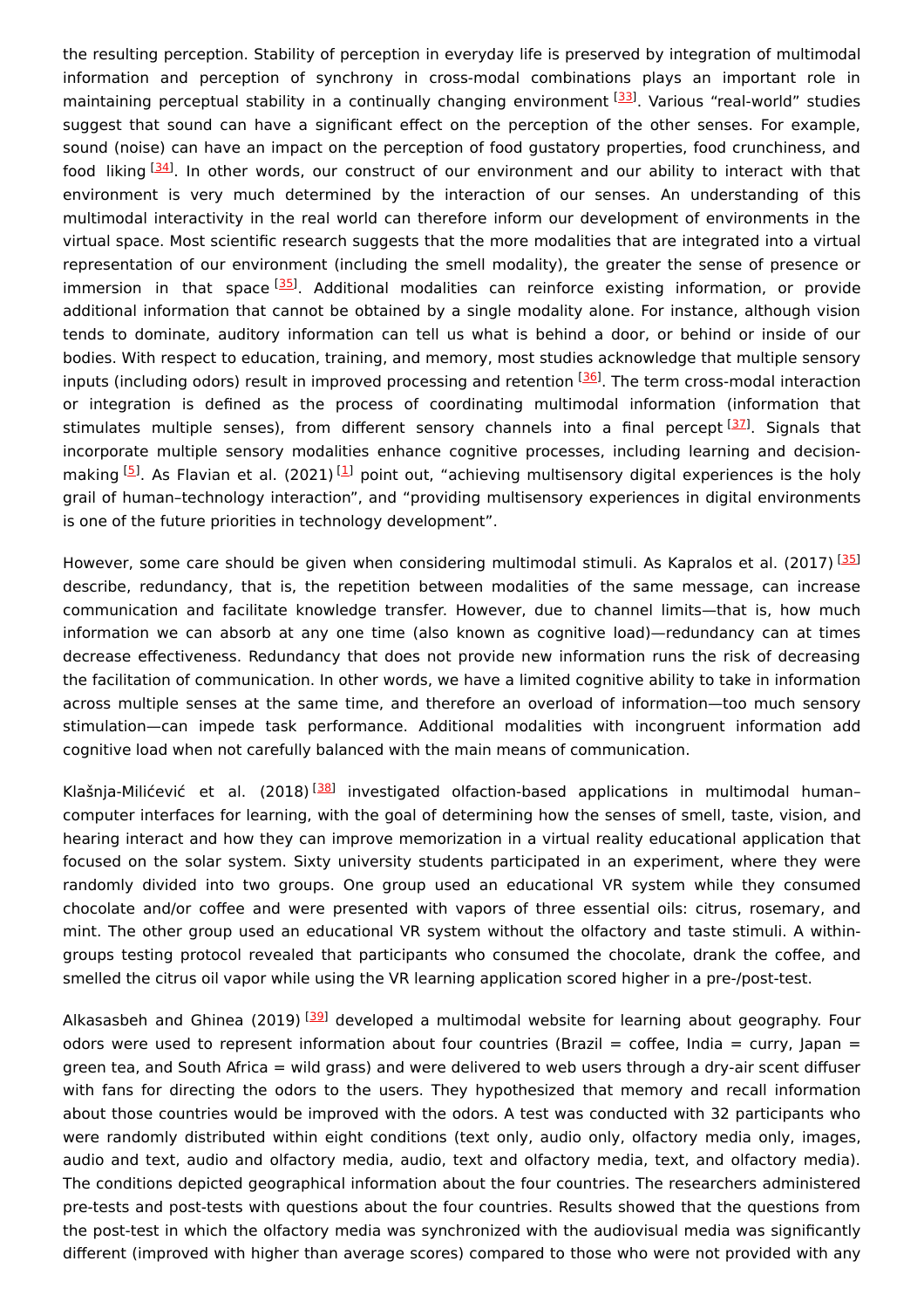the resulting perception. Stability of perception in everyday life is preserved by integration of multimodal information and perception of synchrony in cross-modal combinations plays an important role in maintaining perceptual stability in a continually changing environment [33]. Various "real-world" studies suggest that sound can have a significant effect on the perception of the other senses. For example, sound (noise) can have an impact on the perception of food gustatory properties, food crunchiness, and food liking [34]. In other words, our construct of our environment and our ability to interact with that environment is very much determined by the interaction of our senses. An understanding of this multimodal interactivity in the real world can therefore inform our development of environments in the virtual space. Most scientific research suggests that the more modalities that are integrated into a virtual representation of our environment (including the smell modality), the greater the sense of presence or immersion in that space [35]. Additional modalities can reinforce existing information, or provide additional information that cannot be obtained by a single modality alone. For instance, although vision tends to dominate, auditory information can tell us what is behind a door, or behind or inside of our bodies. With respect to education, training, and memory, most studies acknowledge that multiple sensory inputs (including odors) result in improved processing and retention [36]. The term cross-modal interaction or integration is defined as the process of coordinating multimodal information (information that stimulates multiple senses), from different sensory channels into a final percept [37]. Signals that incorporate multiple sensory modalities enhance cognitive processes, including learning and decision-making [5]. As Flavian et al. (2021) [1] point out, "achieving multisensory digital experiences is the holy grail of human–technology interaction", and "providing multisensory experiences in digital environments is one of the future priorities in technology development".

However, some care should be given when considering multimodal stimuli. As Kapralos et al. (2017) [35] describe, redundancy, that is, the repetition between modalities of the same message, can increase communication and facilitate knowledge transfer. However, due to channel limits—that is, how much information we can absorb at any one time (also known as cognitive load)—redundancy can at times decrease effectiveness. Redundancy that does not provide new information runs the risk of decreasing the facilitation of communication. In other words, we have a limited cognitive ability to take in information across multiple senses at the same time, and therefore an overload of information—too much sensory stimulation—can impede task performance. Additional modalities with incongruent information add cognitive load when not carefully balanced with the main means of communication.

Klašnja-Milićević et al. (2018) [38] investigated olfaction-based applications in multimodal human–computer interfaces for learning, with the goal of determining how the senses of smell, taste, vision, and hearing interact and how they can improve memorization in a virtual reality educational application that focused on the solar system. Sixty university students participated in an experiment, where they were randomly divided into two groups. One group used an educational VR system while they consumed chocolate and/or coffee and were presented with vapors of three essential oils: citrus, rosemary, and mint. The other group used an educational VR system without the olfactory and taste stimuli. A within-groups testing protocol revealed that participants who consumed the chocolate, drank the coffee, and smelled the citrus oil vapor while using the VR learning application scored higher in a pre-/post-test.

Alkasasbeh and Ghinea (2019) [39] developed a multimodal website for learning about geography. Four odors were used to represent information about four countries (Brazil = coffee, India = curry, Japan = green tea, and South Africa = wild grass) and were delivered to web users through a dry-air scent diffuser with fans for directing the odors to the users. They hypothesized that memory and recall information about those countries would be improved with the odors. A test was conducted with 32 participants who were randomly distributed within eight conditions (text only, audio only, olfactory media only, images, audio and text, audio and olfactory media, audio, text and olfactory media, text, and olfactory media). The conditions depicted geographical information about the four countries. The researchers administered pre-tests and post-tests with questions about the four countries. Results showed that the questions from the post-test in which the olfactory media was synchronized with the audiovisual media was significantly different (improved with higher than average scores) compared to those who were not provided with any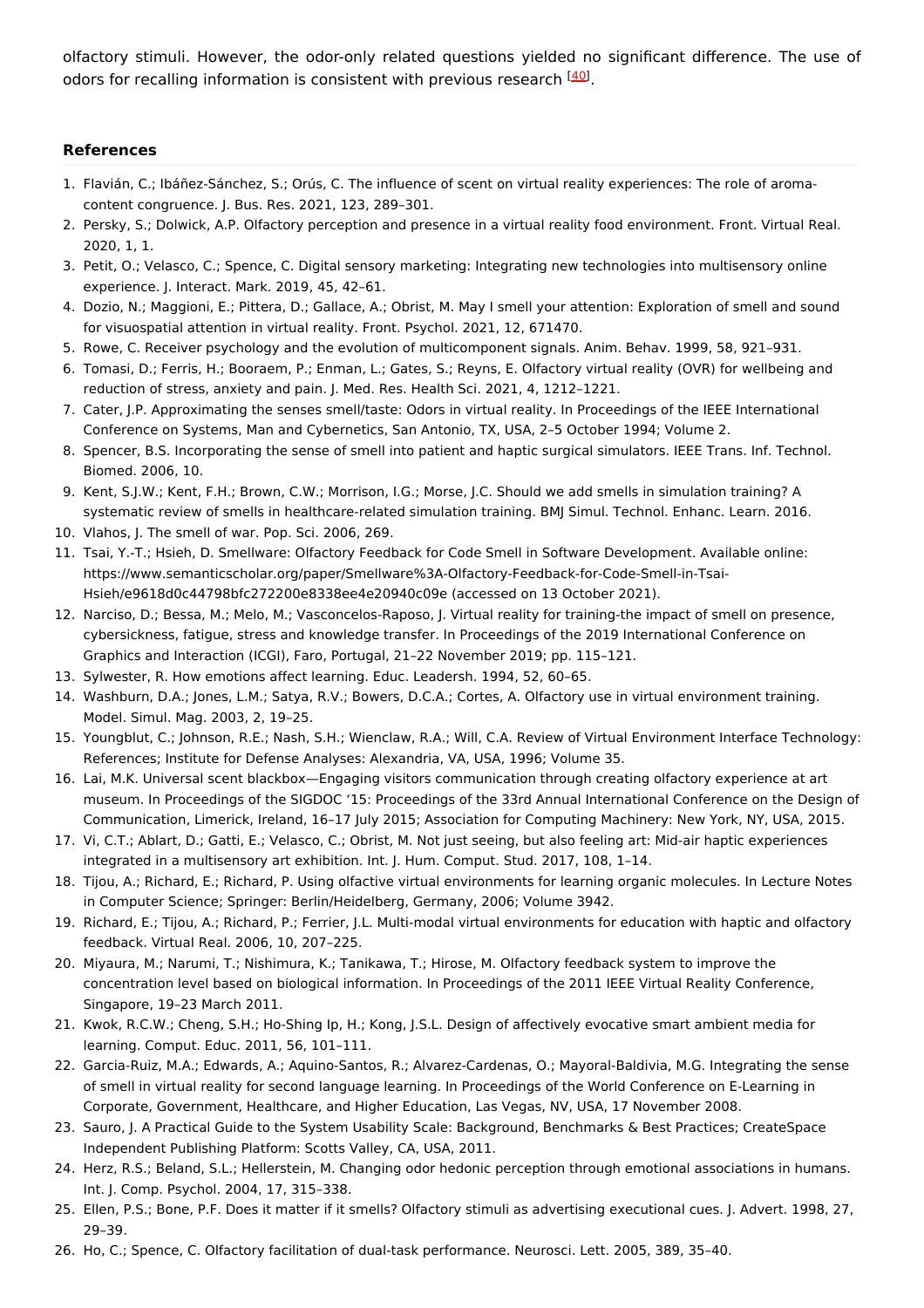olfactory stimuli. However, the odor-only related questions yielded no significant difference. The use of odors for recalling information is consistent with previous research [40].

## References

1. Flavián, C.; Ibáñez-Sánchez, S.; Orús, C. The influence of scent on virtual reality experiences: The role of aroma-content congruence. J. Bus. Res. 2021, 123, 289–301.
2. Persky, S.; Dolwick, A.P. Olfactory perception and presence in a virtual reality food environment. Front. Virtual Real. 2020, 1, 1.
3. Petit, O.; Velasco, C.; Spence, C. Digital sensory marketing: Integrating new technologies into multisensory online experience. J. Interact. Mark. 2019, 45, 42–61.
4. Dozio, N.; Maggioni, E.; Pittera, D.; Gallace, A.; Obrist, M. May I smell your attention: Exploration of smell and sound for visuospatial attention in virtual reality. Front. Psychol. 2021, 12, 671470.
5. Rowe, C. Receiver psychology and the evolution of multicomponent signals. Anim. Behav. 1999, 58, 921–931.
6. Tomasi, D.; Ferris, H.; Booraem, P.; Enman, L.; Gates, S.; Reyns, E. Olfactory virtual reality (OVR) for wellbeing and reduction of stress, anxiety and pain. J. Med. Res. Health Sci. 2021, 4, 1212–1221.
7. Cater, J.P. Approximating the senses smell/taste: Odors in virtual reality. In Proceedings of the IEEE International Conference on Systems, Man and Cybernetics, San Antonio, TX, USA, 2–5 October 1994; Volume 2.
8. Spencer, B.S. Incorporating the sense of smell into patient and haptic surgical simulators. IEEE Trans. Inf. Technol. Biomed. 2006, 10.
9. Kent, S.J.W.; Kent, F.H.; Brown, C.W.; Morrison, I.G.; Morse, J.C. Should we add smells in simulation training? A systematic review of smells in healthcare-related simulation training. BMJ Simul. Technol. Enhanc. Learn. 2016.
10. Vlahos, J. The smell of war. Pop. Sci. 2006, 269.
11. Tsai, Y.-T.; Hsieh, D. Smellware: Olfactory Feedback for Code Smell in Software Development. Available online: https://www.semanticscholar.org/paper/Smellware%3A-Olfactory-Feedback-for-Code-Smell-in-Tsai-Hsieh/e9618d0c44798bfc272200e8338ee4e20940c09e (accessed on 13 October 2021).
12. Narciso, D.; Bessa, M.; Melo, M.; Vasconcelos-Raposo, J. Virtual reality for training-the impact of smell on presence, cybersickness, fatigue, stress and knowledge transfer. In Proceedings of the 2019 International Conference on Graphics and Interaction (ICGI), Faro, Portugal, 21–22 November 2019; pp. 115–121.
13. Sylwester, R. How emotions affect learning. Educ. Leadersh. 1994, 52, 60–65.
14. Washburn, D.A.; Jones, L.M.; Satya, R.V.; Bowers, D.C.A.; Cortes, A. Olfactory use in virtual environment training. Model. Simul. Mag. 2003, 2, 19–25.
15. Youngblut, C.; Johnson, R.E.; Nash, S.H.; Wienclaw, R.A.; Will, C.A. Review of Virtual Environment Interface Technology: References; Institute for Defense Analyses: Alexandria, VA, USA, 1996; Volume 35.
16. Lai, M.K. Universal scent blackbox—Engaging visitors communication through creating olfactory experience at art museum. In Proceedings of the SIGDOC '15: Proceedings of the 33rd Annual International Conference on the Design of Communication, Limerick, Ireland, 16–17 July 2015; Association for Computing Machinery: New York, NY, USA, 2015.
17. Vi, C.T.; Ablart, D.; Gatti, E.; Velasco, C.; Obrist, M. Not just seeing, but also feeling art: Mid-air haptic experiences integrated in a multisensory art exhibition. Int. J. Hum. Comput. Stud. 2017, 108, 1–14.
18. Tijou, A.; Richard, E.; Richard, P. Using olfactive virtual environments for learning organic molecules. In Lecture Notes in Computer Science; Springer: Berlin/Heidelberg, Germany, 2006; Volume 3942.
19. Richard, E.; Tijou, A.; Richard, P.; Ferrier, J.L. Multi-modal virtual environments for education with haptic and olfactory feedback. Virtual Real. 2006, 10, 207–225.
20. Miyaura, M.; Narumi, T.; Nishimura, K.; Tanikawa, T.; Hirose, M. Olfactory feedback system to improve the concentration level based on biological information. In Proceedings of the 2011 IEEE Virtual Reality Conference, Singapore, 19–23 March 2011.
21. Kwok, R.C.W.; Cheng, S.H.; Ho-Shing Ip, H.; Kong, J.S.L. Design of affectively evocative smart ambient media for learning. Comput. Educ. 2011, 56, 101–111.
22. Garcia-Ruiz, M.A.; Edwards, A.; Aquino-Santos, R.; Alvarez-Cardenas, O.; Mayoral-Baldivia, M.G. Integrating the sense of smell in virtual reality for second language learning. In Proceedings of the World Conference on E-Learning in Corporate, Government, Healthcare, and Higher Education, Las Vegas, NV, USA, 17 November 2008.
23. Sauro, J. A Practical Guide to the System Usability Scale: Background, Benchmarks & Best Practices; CreateSpace Independent Publishing Platform: Scotts Valley, CA, USA, 2011.
24. Herz, R.S.; Beland, S.L.; Hellerstein, M. Changing odor hedonic perception through emotional associations in humans. Int. J. Comp. Psychol. 2004, 17, 315–338.
25. Ellen, P.S.; Bone, P.F. Does it matter if it smells? Olfactory stimuli as advertising executional cues. J. Advert. 1998, 27, 29–39.
26. Ho, C.; Spence, C. Olfactory facilitation of dual-task performance. Neurosci. Lett. 2005, 389, 35–40.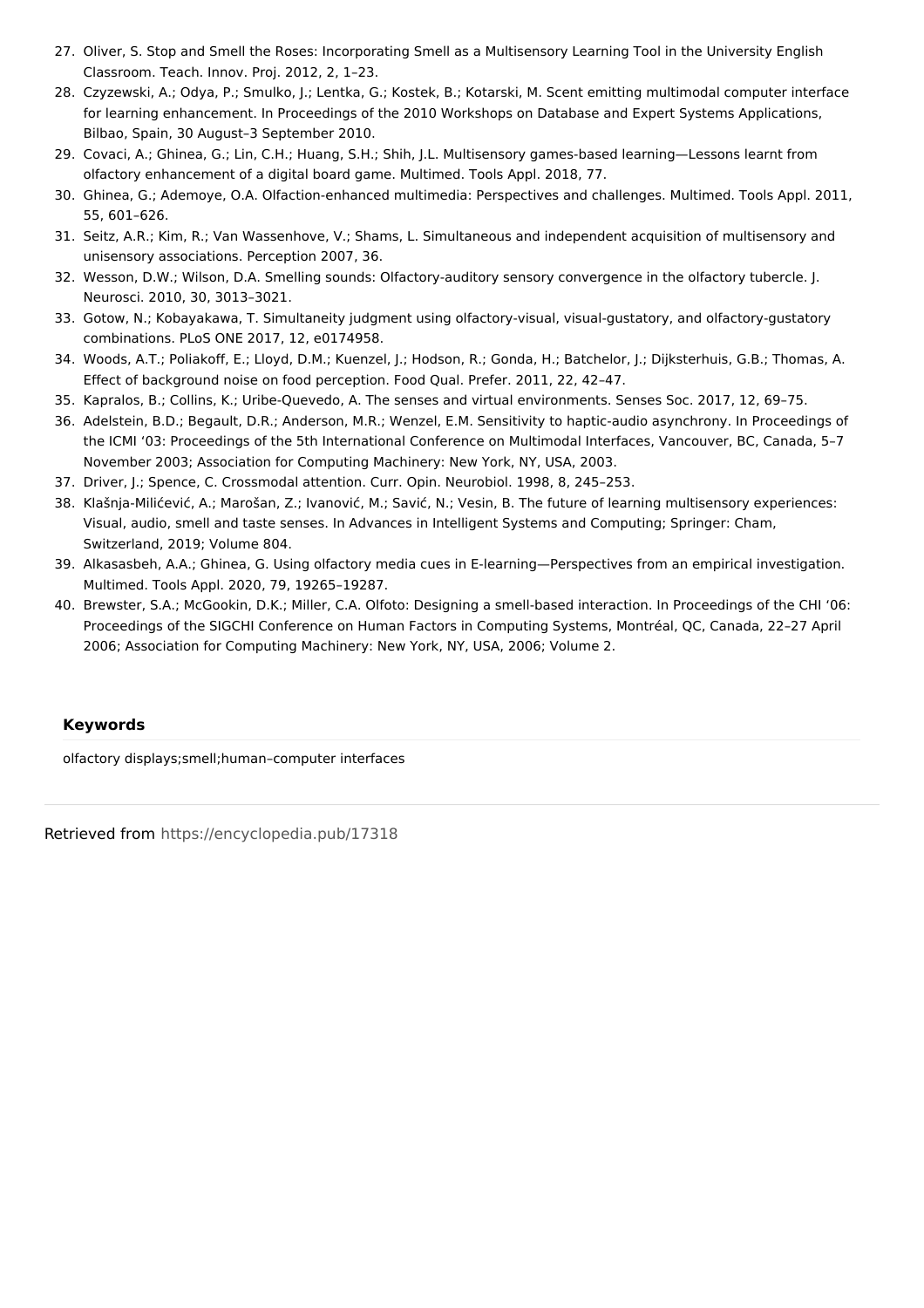27. Oliver, S. Stop and Smell the Roses: Incorporating Smell as a Multisensory Learning Tool in the University English Classroom. Teach. Innov. Proj. 2012, 2, 1–23.
28. Czyzewski, A.; Odya, P.; Smulko, J.; Lentka, G.; Kostek, B.; Kotarski, M. Scent emitting multimodal computer interface for learning enhancement. In Proceedings of the 2010 Workshops on Database and Expert Systems Applications, Bilbao, Spain, 30 August–3 September 2010.
29. Covaci, A.; Ghinea, G.; Lin, C.H.; Huang, S.H.; Shih, J.L. Multisensory games-based learning—Lessons learnt from olfactory enhancement of a digital board game. Multimed. Tools Appl. 2018, 77.
30. Ghinea, G.; Ademoye, O.A. Olfaction-enhanced multimedia: Perspectives and challenges. Multimed. Tools Appl. 2011, 55, 601–626.
31. Seitz, A.R.; Kim, R.; Van Wassenhove, V.; Shams, L. Simultaneous and independent acquisition of multisensory and unisensory associations. Perception 2007, 36.
32. Wesson, D.W.; Wilson, D.A. Smelling sounds: Olfactory-auditory sensory convergence in the olfactory tubercle. J. Neurosci. 2010, 30, 3013–3021.
33. Gotow, N.; Kobayakawa, T. Simultaneity judgment using olfactory-visual, visual-gustatory, and olfactory-gustatory combinations. PLoS ONE 2017, 12, e0174958.
34. Woods, A.T.; Poliakoff, E.; Lloyd, D.M.; Kuenzel, J.; Hodson, R.; Gonda, H.; Batchelor, J.; Dijksterhuis, G.B.; Thomas, A. Effect of background noise on food perception. Food Qual. Prefer. 2011, 22, 42–47.
35. Kapralos, B.; Collins, K.; Uribe-Quevedo, A. The senses and virtual environments. Senses Soc. 2017, 12, 69–75.
36. Adelstein, B.D.; Begault, D.R.; Anderson, M.R.; Wenzel, E.M. Sensitivity to haptic-audio asynchrony. In Proceedings of the ICMI '03: Proceedings of the 5th International Conference on Multimodal Interfaces, Vancouver, BC, Canada, 5–7 November 2003; Association for Computing Machinery: New York, NY, USA, 2003.
37. Driver, J.; Spence, C. Crossmodal attention. Curr. Opin. Neurobiol. 1998, 8, 245–253.
38. Klašnja-Milićević, A.; Marošan, Z.; Ivanović, M.; Savić, N.; Vesin, B. The future of learning multisensory experiences: Visual, audio, smell and taste senses. In Advances in Intelligent Systems and Computing; Springer: Cham, Switzerland, 2019; Volume 804.
39. Alkasasbeh, A.A.; Ghinea, G. Using olfactory media cues in E-learning—Perspectives from an empirical investigation. Multimed. Tools Appl. 2020, 79, 19265–19287.
40. Brewster, S.A.; McGookin, D.K.; Miller, C.A. Olfoto: Designing a smell-based interaction. In Proceedings of the CHI '06: Proceedings of the SIGCHI Conference on Human Factors in Computing Systems, Montréal, QC, Canada, 22–27 April 2006; Association for Computing Machinery: New York, NY, USA, 2006; Volume 2.

### Keywords

olfactory displays;smell;human–computer interfaces

Retrieved from https://encyclopedia.pub/17318